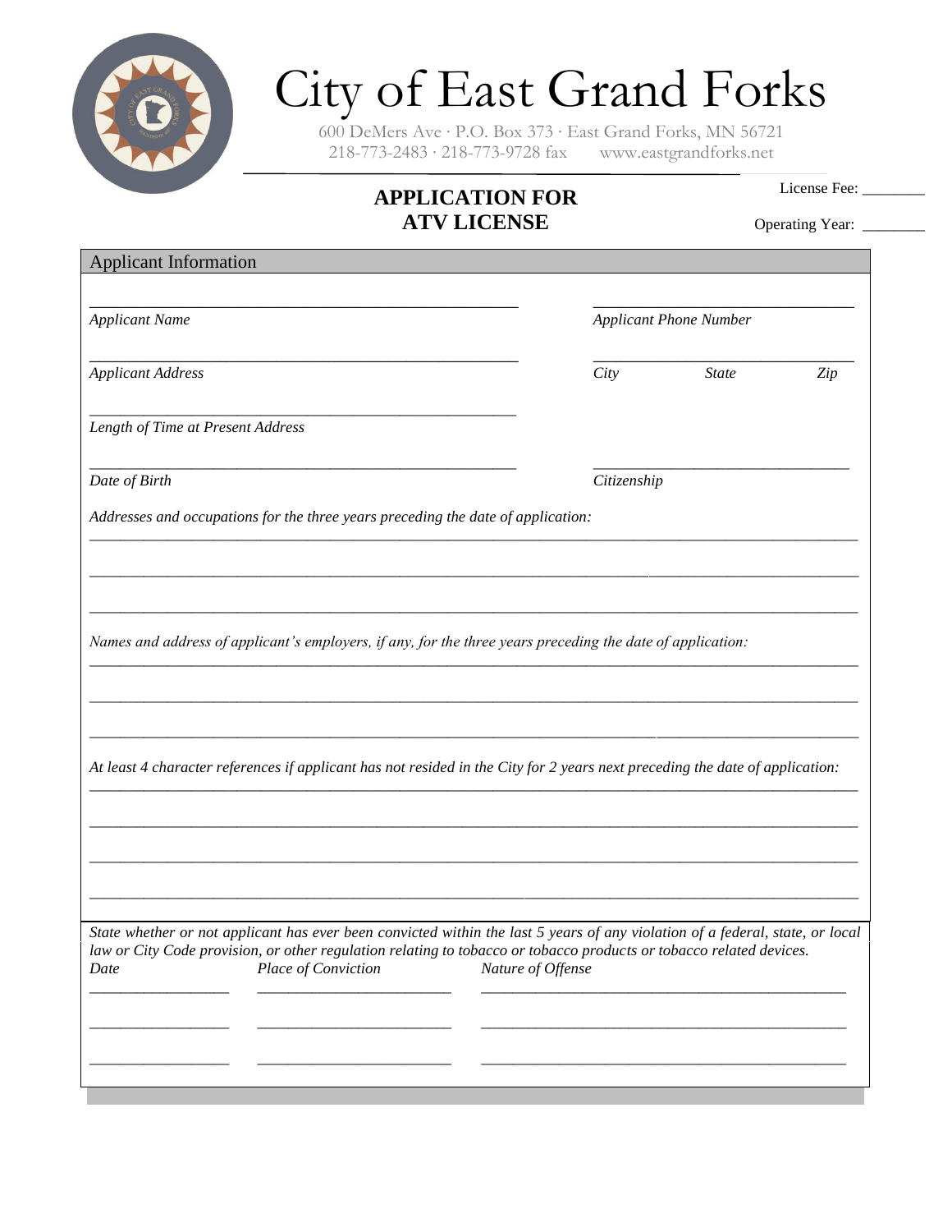# City of East Grand Forks

600 DeMers Ave · P.O. Box 373 · East Grand Forks, MN 56721
218-773-2483 · 218-773-9728 fax    www.eastgrandforks.net

License Fee: ________

Operating Year: ________

## APPLICATION FOR ATV LICENSE

### Applicant Information

_______________________________________________ *Applicant Name*

_______________________________ *Applicant Phone Number*

_______________________________________________ *Applicant Address*

_______________________________ *City* *State* *Zip*

_______________________________________________ *Length of Time at Present Address*

_______________________________________________ *Date of Birth*

_______________________________ *Citizenship*

*Addresses and occupations for the three years preceding the date of application:*

_____________________________________________________________________________________

_____________________________________________________________________________________

_____________________________________________________________________________________

*Names and address of applicant's employers, if any, for the three years preceding the date of application:*

_____________________________________________________________________________________

_____________________________________________________________________________________

_____________________________________________________________________________________

*At least 4 character references if applicant has not resided in the City for 2 years next preceding the date of application:*

_____________________________________________________________________________________

_____________________________________________________________________________________

_____________________________________________________________________________________

_____________________________________________________________________________________

*State whether or not applicant has ever been convicted within the last 5 years of any violation of a federal, state, or local law or City Code provision, or other regulation relating to tobacco or tobacco products or tobacco related devices.*

| *Date* | *Place of Conviction* | *Nature of Offense* |
|---|---|---|
| ________________ | ______________________ | ____________________________________________ |
| ________________ | ______________________ | ____________________________________________ |
| ________________ | ______________________ | ____________________________________________ |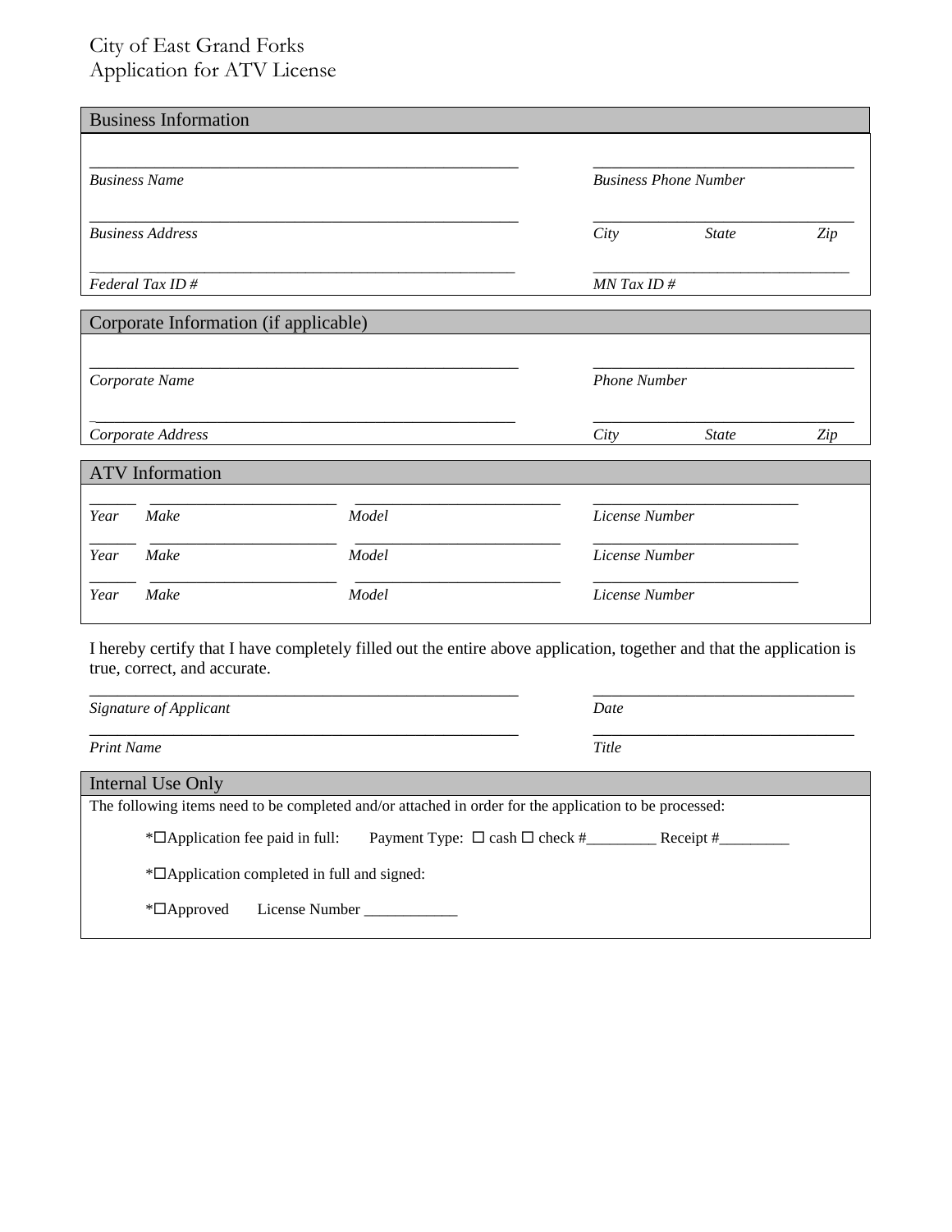City of East Grand Forks
Application for ATV License

## Business Information

_______________________________________________ &nbsp;&nbsp;&nbsp; ______________________________
*Business Name* &nbsp;&nbsp;&nbsp; *Business Phone Number*

_______________________________________________ &nbsp;&nbsp;&nbsp; ______________________________
*Business Address* &nbsp;&nbsp;&nbsp; *City* &nbsp;&nbsp; *State* &nbsp;&nbsp; *Zip*

_______________________________________________ &nbsp;&nbsp;&nbsp; ______________________________
*Federal Tax ID #* &nbsp;&nbsp;&nbsp; *MN Tax ID #*

## Corporate Information (if applicable)

_______________________________________________ &nbsp;&nbsp;&nbsp; ______________________________
*Corporate Name* &nbsp;&nbsp;&nbsp; *Phone Number*

_______________________________________________ &nbsp;&nbsp;&nbsp; ______________________________
*Corporate Address* &nbsp;&nbsp;&nbsp; *City* &nbsp;&nbsp; *State* &nbsp;&nbsp; *Zip*

## ATV Information

| *Year* | *Make* | *Model* | *License Number* |
|---|---|---|---|
| ______ | ____________________ | ______________________ | ______________________ |
| ______ | ____________________ | ______________________ | ______________________ |
| ______ | ____________________ | ______________________ | ______________________ |

I hereby certify that I have completely filled out the entire above application, together and that the application is true, correct, and accurate.

_______________________________________________ &nbsp;&nbsp;&nbsp; ______________________________
*Signature of Applicant* &nbsp;&nbsp;&nbsp; *Date*

_______________________________________________ &nbsp;&nbsp;&nbsp; ______________________________
*Print Name* &nbsp;&nbsp;&nbsp; *Title*

## Internal Use Only

The following items need to be completed and/or attached in order for the application to be processed:

*☐Application fee paid in full: &nbsp;&nbsp; Payment Type: ☐ cash ☐ check #_________ Receipt #_________

*☐Application completed in full and signed:

*☐Approved &nbsp;&nbsp; License Number ____________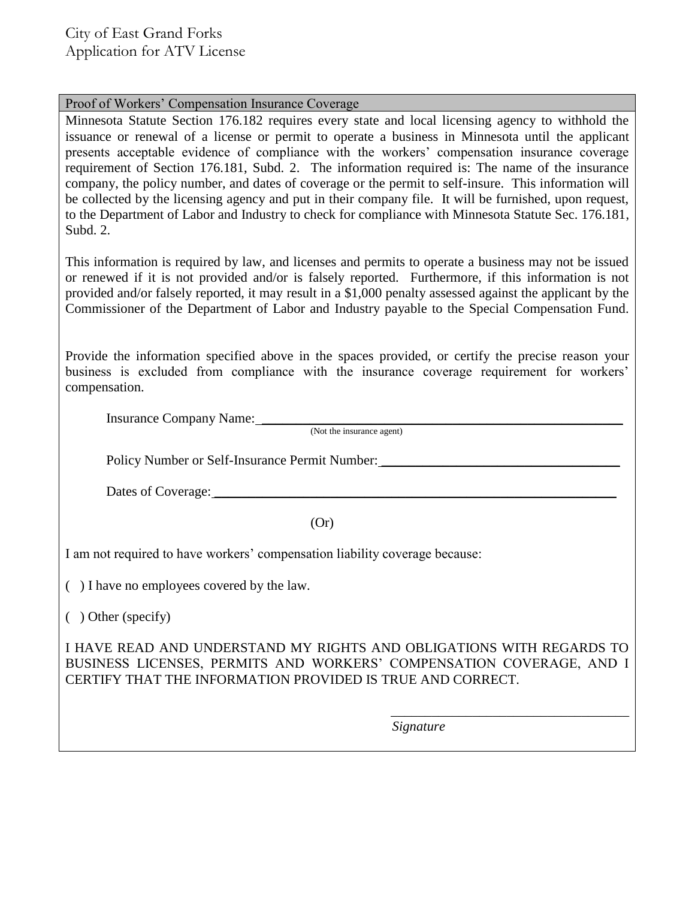City of East Grand Forks
Application for ATV License

## Proof of Workers' Compensation Insurance Coverage

Minnesota Statute Section 176.182 requires every state and local licensing agency to withhold the issuance or renewal of a license or permit to operate a business in Minnesota until the applicant presents acceptable evidence of compliance with the workers' compensation insurance coverage requirement of Section 176.181, Subd. 2. The information required is: The name of the insurance company, the policy number, and dates of coverage or the permit to self-insure. This information will be collected by the licensing agency and put in their company file. It will be furnished, upon request, to the Department of Labor and Industry to check for compliance with Minnesota Statute Sec. 176.181, Subd. 2.

This information is required by law, and licenses and permits to operate a business may not be issued or renewed if it is not provided and/or is falsely reported. Furthermore, if this information is not provided and/or falsely reported, it may result in a $1,000 penalty assessed against the applicant by the Commissioner of the Department of Labor and Industry payable to the Special Compensation Fund.

Provide the information specified above in the spaces provided, or certify the precise reason your business is excluded from compliance with the insurance coverage requirement for workers' compensation.

Insurance Company Name: ______________________________________________
(Not the insurance agent)

Policy Number or Self-Insurance Permit Number: ____________________________

Dates of Coverage: ______________________________________________________

(Or)

I am not required to have workers' compensation liability coverage because:

( ) I have no employees covered by the law.

( ) Other (specify)

I HAVE READ AND UNDERSTAND MY RIGHTS AND OBLIGATIONS WITH REGARDS TO BUSINESS LICENSES, PERMITS AND WORKERS' COMPENSATION COVERAGE, AND I CERTIFY THAT THE INFORMATION PROVIDED IS TRUE AND CORRECT.

____________________________________
*Signature*